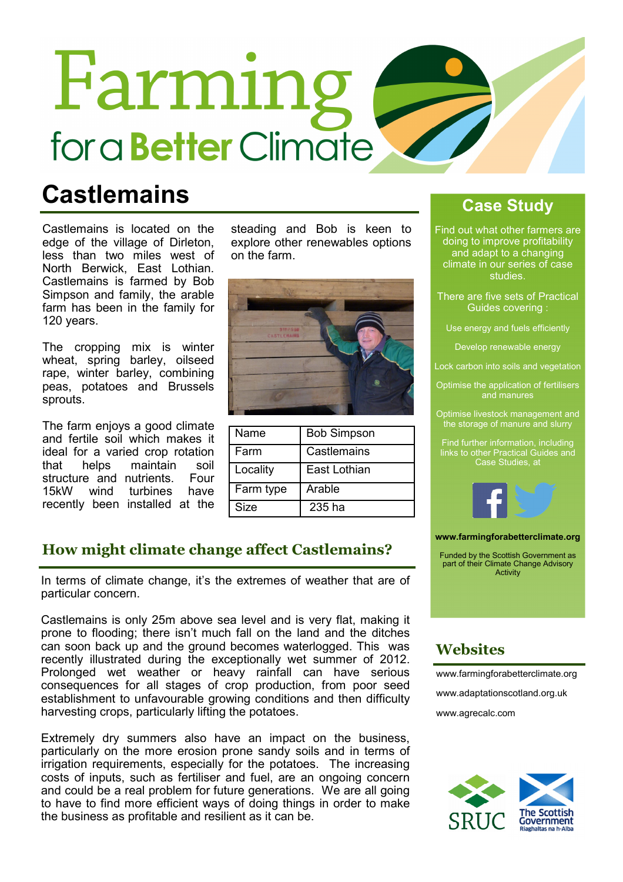# Farming for a Better Climate

## Castlemains

Castlemains is located on the edge of the village of Dirleton, less than two miles west of North Berwick, East Lothian. Castlemains is farmed by Bob Simpson and family, the arable farm has been in the family for 120 years.

The cropping mix is winter wheat, spring barley, oilseed rape, winter barley, combining peas, potatoes and Brussels sprouts.

The farm enjoys a good climate and fertile soil which makes it ideal for a varied crop rotation that helps maintain soil structure and nutrients. Four 15kW wind turbines have recently been installed at the steading and Bob is keen to explore other renewables options on the farm.

| Name | Bob Simpson |
|---|---|
| Farm | Castlemains |
| Locality | East Lothian |
| Farm type | Arable |
| Size | 235 ha |

## How might climate change affect Castlemains?

In terms of climate change, it's the extremes of weather that are of particular concern.

Castlemains is only 25m above sea level and is very flat, making it prone to flooding; there isn't much fall on the land and the ditches can soon back up and the ground becomes waterlogged. This was recently illustrated during the exceptionally wet summer of 2012. Prolonged wet weather or heavy rainfall can have serious consequences for all stages of crop production, from poor seed establishment to unfavourable growing conditions and then difficulty harvesting crops, particularly lifting the potatoes.

Extremely dry summers also have an impact on the business, particularly on the more erosion prone sandy soils and in terms of irrigation requirements, especially for the potatoes. The increasing costs of inputs, such as fertiliser and fuel, are an ongoing concern and could be a real problem for future generations. We are all going to have to find more efficient ways of doing things in order to make the business as profitable and resilient as it can be.

## Case Study

Find out what other farmers are doing to improve profitability and adapt to a changing climate in our series of case studies.

There are five sets of Practical Guides covering :

- Use energy and fuels efficiently
- Develop renewable energy
- Lock carbon into soils and vegetation
- Optimise the application of fertilisers and manures
- Optimise livestock management and the storage of manure and slurry

Find further information, including links to other Practical Guides and Case Studies, at

**www.farmingforabetterclimate.org**

Funded by the Scottish Government as part of their Climate Change Advisory Activity

## Websites

www.farmingforabetterclimate.org

www.adaptationscotland.org.uk

www.agrecalc.com

SRUC

The Scottish Government
Riaghaltas na h-Alba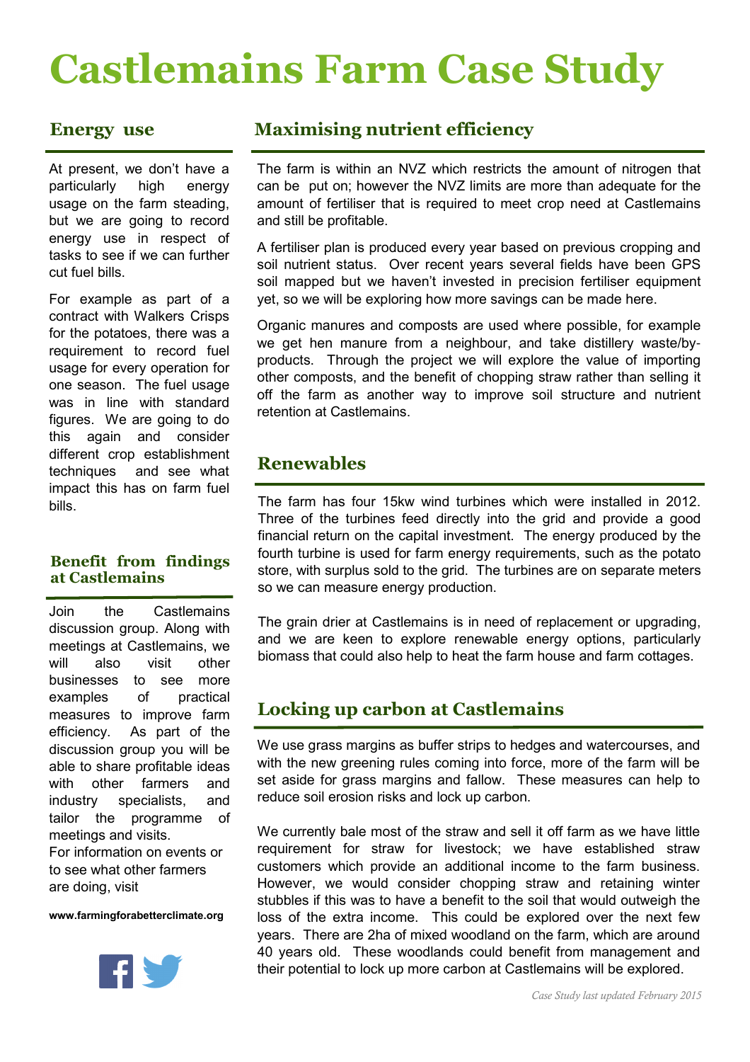# Castlemains Farm Case Study

## Energy use

At present, we don't have a particularly high energy usage on the farm steading, but we are going to record energy use in respect of tasks to see if we can further cut fuel bills.

For example as part of a contract with Walkers Crisps for the potatoes, there was a requirement to record fuel usage for every operation for one season. The fuel usage was in line with standard figures. We are going to do this again and consider different crop establishment techniques and see what impact this has on farm fuel bills.

## Benefit from findings at Castlemains

Join the Castlemains discussion group. Along with meetings at Castlemains, we will also visit other businesses to see more examples of practical measures to improve farm efficiency. As part of the discussion group you will be able to share profitable ideas with other farmers and industry specialists, and tailor the programme of meetings and visits.

For information on events or to see what other farmers are doing, visit

**www.farmingforabetterclimate.org**

## Maximising nutrient efficiency

The farm is within an NVZ which restricts the amount of nitrogen that can be put on; however the NVZ limits are more than adequate for the amount of fertiliser that is required to meet crop need at Castlemains and still be profitable.

A fertiliser plan is produced every year based on previous cropping and soil nutrient status. Over recent years several fields have been GPS soil mapped but we haven't invested in precision fertiliser equipment yet, so we will be exploring how more savings can be made here.

Organic manures and composts are used where possible, for example we get hen manure from a neighbour, and take distillery waste/by-products. Through the project we will explore the value of importing other composts, and the benefit of chopping straw rather than selling it off the farm as another way to improve soil structure and nutrient retention at Castlemains.

## Renewables

The farm has four 15kw wind turbines which were installed in 2012. Three of the turbines feed directly into the grid and provide a good financial return on the capital investment. The energy produced by the fourth turbine is used for farm energy requirements, such as the potato store, with surplus sold to the grid. The turbines are on separate meters so we can measure energy production.

The grain drier at Castlemains is in need of replacement or upgrading, and we are keen to explore renewable energy options, particularly biomass that could also help to heat the farm house and farm cottages.

## Locking up carbon at Castlemains

We use grass margins as buffer strips to hedges and watercourses, and with the new greening rules coming into force, more of the farm will be set aside for grass margins and fallow. These measures can help to reduce soil erosion risks and lock up carbon.

We currently bale most of the straw and sell it off farm as we have little requirement for straw for livestock; we have established straw customers which provide an additional income to the farm business. However, we would consider chopping straw and retaining winter stubbles if this was to have a benefit to the soil that would outweigh the loss of the extra income. This could be explored over the next few years. There are 2ha of mixed woodland on the farm, which are around 40 years old. These woodlands could benefit from management and their potential to lock up more carbon at Castlemains will be explored.

*Case Study last updated February 2015*